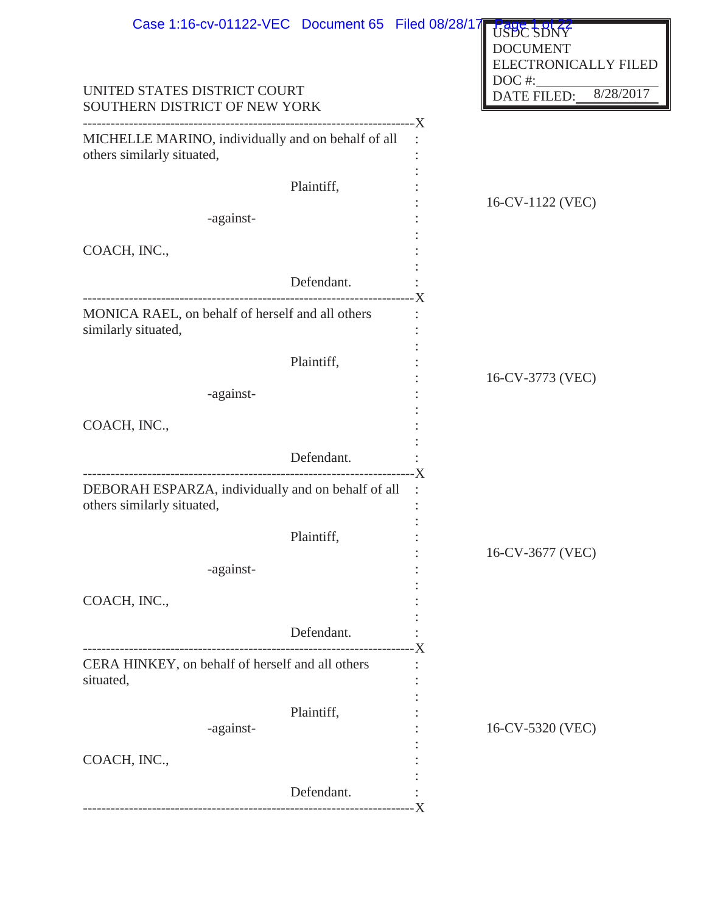USDC SDNY
DOCUMENT
ELECTRONICALLY FILED
DOC #:
DATE FILED: 8/28/2017

UNITED STATES DISTRICT COURT
SOUTHERN DISTRICT OF NEW YORK

---

MICHELLE MARINO, individually and on behalf of all others similarly situated,

Plaintiff,

-against-

COACH, INC.,

Defendant.

16-CV-1122 (VEC)

---

MONICA RAEL, on behalf of herself and all others similarly situated,

Plaintiff,

-against-

COACH, INC.,

Defendant.

16-CV-3773 (VEC)

---

DEBORAH ESPARZA, individually and on behalf of all others similarly situated,

Plaintiff,

-against-

COACH, INC.,

Defendant.

16-CV-3677 (VEC)

---

CERA HINKEY, on behalf of herself and all others situated,

Plaintiff,

-against-

COACH, INC.,

Defendant.

16-CV-5320 (VEC)

---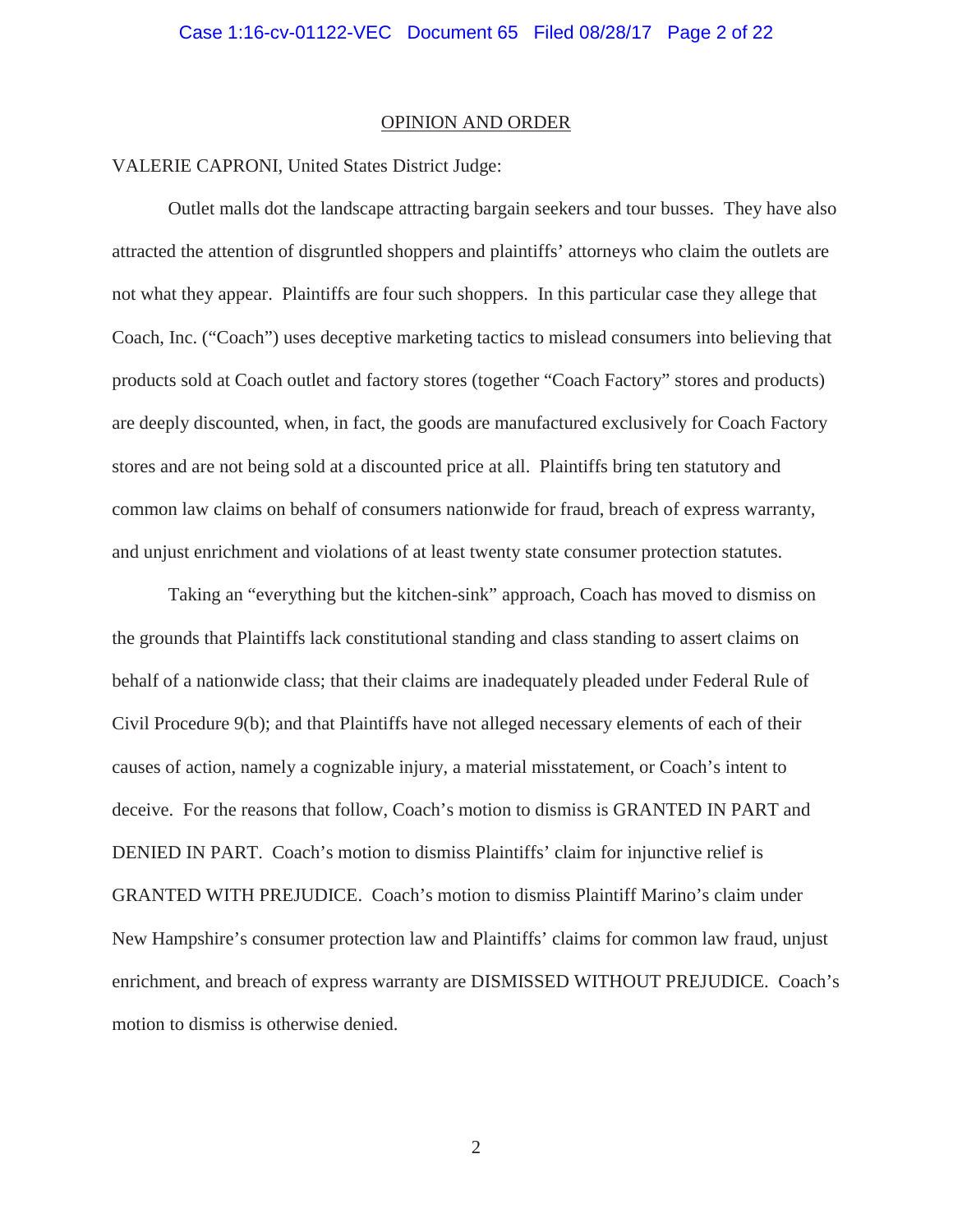## OPINION AND ORDER

VALERIE CAPRONI, United States District Judge:

Outlet malls dot the landscape attracting bargain seekers and tour busses. They have also attracted the attention of disgruntled shoppers and plaintiffs' attorneys who claim the outlets are not what they appear. Plaintiffs are four such shoppers. In this particular case they allege that Coach, Inc. ("Coach") uses deceptive marketing tactics to mislead consumers into believing that products sold at Coach outlet and factory stores (together "Coach Factory" stores and products) are deeply discounted, when, in fact, the goods are manufactured exclusively for Coach Factory stores and are not being sold at a discounted price at all. Plaintiffs bring ten statutory and common law claims on behalf of consumers nationwide for fraud, breach of express warranty, and unjust enrichment and violations of at least twenty state consumer protection statutes.

Taking an "everything but the kitchen-sink" approach, Coach has moved to dismiss on the grounds that Plaintiffs lack constitutional standing and class standing to assert claims on behalf of a nationwide class; that their claims are inadequately pleaded under Federal Rule of Civil Procedure 9(b); and that Plaintiffs have not alleged necessary elements of each of their causes of action, namely a cognizable injury, a material misstatement, or Coach's intent to deceive. For the reasons that follow, Coach's motion to dismiss is GRANTED IN PART and DENIED IN PART. Coach's motion to dismiss Plaintiffs' claim for injunctive relief is GRANTED WITH PREJUDICE. Coach's motion to dismiss Plaintiff Marino's claim under New Hampshire's consumer protection law and Plaintiffs' claims for common law fraud, unjust enrichment, and breach of express warranty are DISMISSED WITHOUT PREJUDICE. Coach's motion to dismiss is otherwise denied.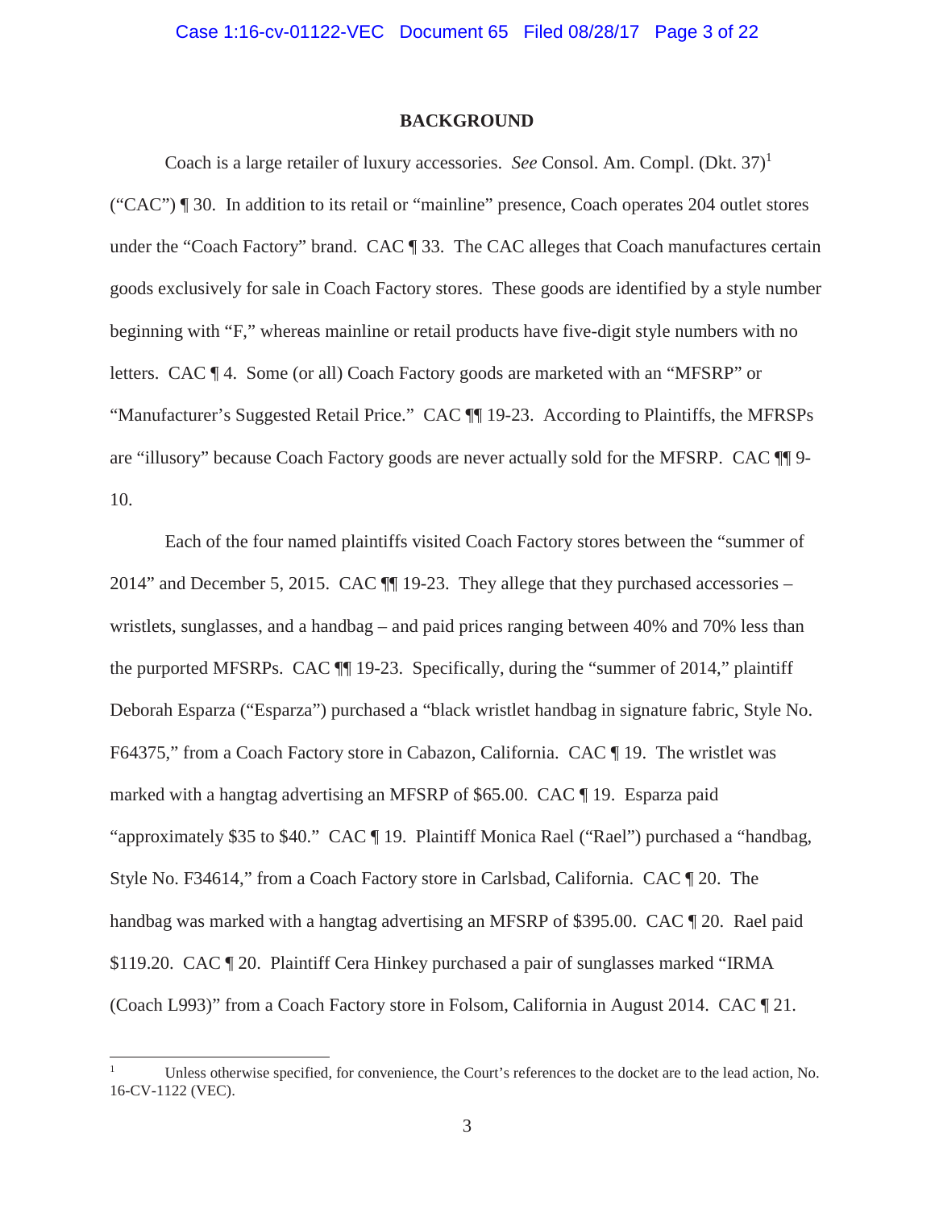## BACKGROUND

Coach is a large retailer of luxury accessories. *See* Consol. Am. Compl. (Dkt. 37)[1] ("CAC") ¶ 30. In addition to its retail or "mainline" presence, Coach operates 204 outlet stores under the "Coach Factory" brand. CAC ¶ 33. The CAC alleges that Coach manufactures certain goods exclusively for sale in Coach Factory stores. These goods are identified by a style number beginning with "F," whereas mainline or retail products have five-digit style numbers with no letters. CAC ¶ 4. Some (or all) Coach Factory goods are marketed with an "MFSRP" or "Manufacturer's Suggested Retail Price." CAC ¶¶ 19-23. According to Plaintiffs, the MFRSPs are "illusory" because Coach Factory goods are never actually sold for the MFSRP. CAC ¶¶ 9-10.

Each of the four named plaintiffs visited Coach Factory stores between the "summer of 2014" and December 5, 2015. CAC ¶¶ 19-23. They allege that they purchased accessories – wristlets, sunglasses, and a handbag – and paid prices ranging between 40% and 70% less than the purported MFSRPs. CAC ¶¶ 19-23. Specifically, during the "summer of 2014," plaintiff Deborah Esparza ("Esparza") purchased a "black wristlet handbag in signature fabric, Style No. F64375," from a Coach Factory store in Cabazon, California. CAC ¶ 19. The wristlet was marked with a hangtag advertising an MFSRP of $65.00. CAC ¶ 19. Esparza paid "approximately $35 to $40." CAC ¶ 19. Plaintiff Monica Rael ("Rael") purchased a "handbag, Style No. F34614," from a Coach Factory store in Carlsbad, California. CAC ¶ 20. The handbag was marked with a hangtag advertising an MFSRP of $395.00. CAC ¶ 20. Rael paid $119.20. CAC ¶ 20. Plaintiff Cera Hinkey purchased a pair of sunglasses marked "IRMA (Coach L993)" from a Coach Factory store in Folsom, California in August 2014. CAC ¶ 21.

---

[1] Unless otherwise specified, for convenience, the Court's references to the docket are to the lead action, No. 16-CV-1122 (VEC).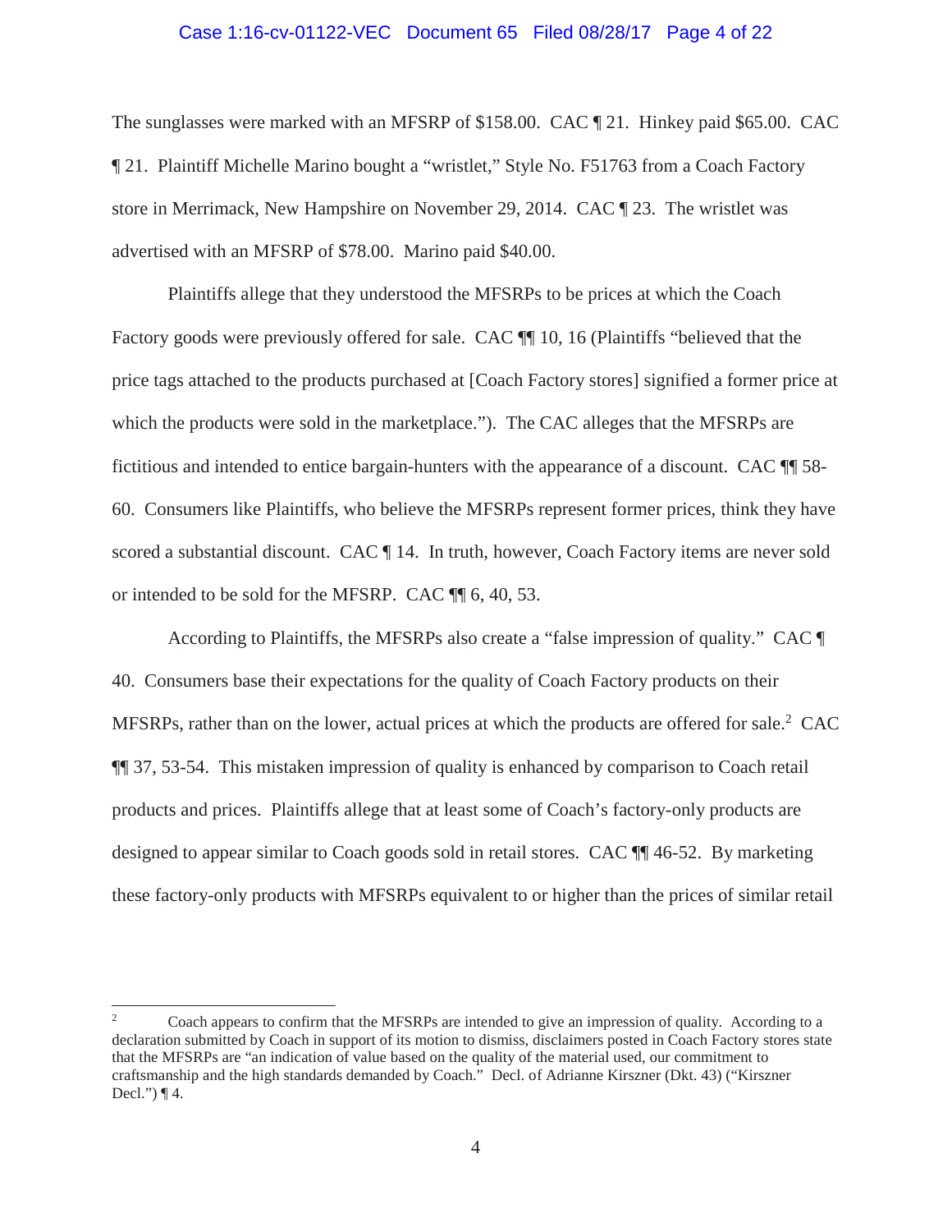The sunglasses were marked with an MFSRP of $158.00. CAC ¶ 21. Hinkey paid $65.00. CAC ¶ 21. Plaintiff Michelle Marino bought a "wristlet," Style No. F51763 from a Coach Factory store in Merrimack, New Hampshire on November 29, 2014. CAC ¶ 23. The wristlet was advertised with an MFSRP of $78.00. Marino paid $40.00.

Plaintiffs allege that they understood the MFSRPs to be prices at which the Coach Factory goods were previously offered for sale. CAC ¶¶ 10, 16 (Plaintiffs "believed that the price tags attached to the products purchased at [Coach Factory stores] signified a former price at which the products were sold in the marketplace."). The CAC alleges that the MFSRPs are fictitious and intended to entice bargain-hunters with the appearance of a discount. CAC ¶¶ 58-60. Consumers like Plaintiffs, who believe the MFSRPs represent former prices, think they have scored a substantial discount. CAC ¶ 14. In truth, however, Coach Factory items are never sold or intended to be sold for the MFSRP. CAC ¶¶ 6, 40, 53.

According to Plaintiffs, the MFSRPs also create a "false impression of quality." CAC ¶ 40. Consumers base their expectations for the quality of Coach Factory products on their MFSRPs, rather than on the lower, actual prices at which the products are offered for sale.[2] CAC ¶¶ 37, 53-54. This mistaken impression of quality is enhanced by comparison to Coach retail products and prices. Plaintiffs allege that at least some of Coach's factory-only products are designed to appear similar to Coach goods sold in retail stores. CAC ¶¶ 46-52. By marketing these factory-only products with MFSRPs equivalent to or higher than the prices of similar retail

---

[2] Coach appears to confirm that the MFSRPs are intended to give an impression of quality. According to a declaration submitted by Coach in support of its motion to dismiss, disclaimers posted in Coach Factory stores state that the MFSRPs are "an indication of value based on the quality of the material used, our commitment to craftsmanship and the high standards demanded by Coach." Decl. of Adrianne Kirszner (Dkt. 43) ("Kirszner Decl.") ¶ 4.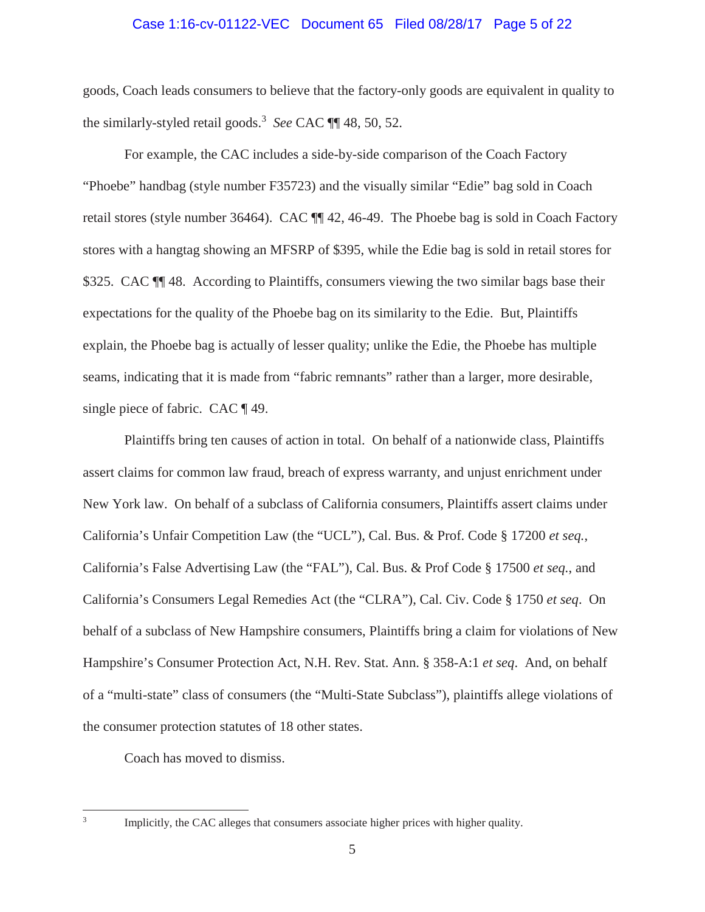goods, Coach leads consumers to believe that the factory-only goods are equivalent in quality to the similarly-styled retail goods.[3] *See* CAC ¶¶ 48, 50, 52.

For example, the CAC includes a side-by-side comparison of the Coach Factory "Phoebe" handbag (style number F35723) and the visually similar "Edie" bag sold in Coach retail stores (style number 36464). CAC ¶¶ 42, 46-49. The Phoebe bag is sold in Coach Factory stores with a hangtag showing an MFSRP of $395, while the Edie bag is sold in retail stores for $325. CAC ¶¶ 48. According to Plaintiffs, consumers viewing the two similar bags base their expectations for the quality of the Phoebe bag on its similarity to the Edie. But, Plaintiffs explain, the Phoebe bag is actually of lesser quality; unlike the Edie, the Phoebe has multiple seams, indicating that it is made from "fabric remnants" rather than a larger, more desirable, single piece of fabric. CAC ¶ 49.

Plaintiffs bring ten causes of action in total. On behalf of a nationwide class, Plaintiffs assert claims for common law fraud, breach of express warranty, and unjust enrichment under New York law. On behalf of a subclass of California consumers, Plaintiffs assert claims under California's Unfair Competition Law (the "UCL"), Cal. Bus. & Prof. Code § 17200 *et seq.*, California's False Advertising Law (the "FAL"), Cal. Bus. & Prof Code § 17500 *et seq.*, and California's Consumers Legal Remedies Act (the "CLRA"), Cal. Civ. Code § 1750 *et seq*. On behalf of a subclass of New Hampshire consumers, Plaintiffs bring a claim for violations of New Hampshire's Consumer Protection Act, N.H. Rev. Stat. Ann. § 358-A:1 *et seq*. And, on behalf of a "multi-state" class of consumers (the "Multi-State Subclass"), plaintiffs allege violations of the consumer protection statutes of 18 other states.

Coach has moved to dismiss.

---

[3] Implicitly, the CAC alleges that consumers associate higher prices with higher quality.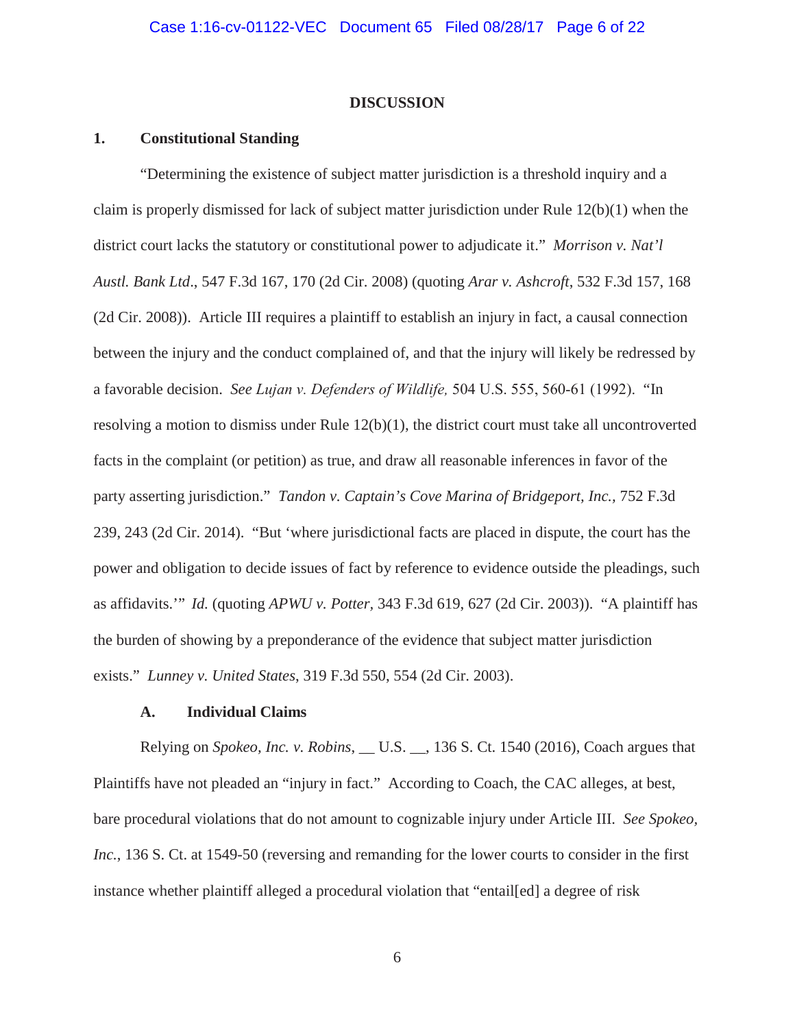## DISCUSSION

### 1. Constitutional Standing

"Determining the existence of subject matter jurisdiction is a threshold inquiry and a claim is properly dismissed for lack of subject matter jurisdiction under Rule 12(b)(1) when the district court lacks the statutory or constitutional power to adjudicate it." *Morrison v. Nat'l Austl. Bank Ltd*., 547 F.3d 167, 170 (2d Cir. 2008) (quoting *Arar v. Ashcroft*, 532 F.3d 157, 168 (2d Cir. 2008)). Article III requires a plaintiff to establish an injury in fact, a causal connection between the injury and the conduct complained of, and that the injury will likely be redressed by a favorable decision. *See Lujan v. Defenders of Wildlife,* 504 U.S. 555, 560-61 (1992). "In resolving a motion to dismiss under Rule 12(b)(1), the district court must take all uncontroverted facts in the complaint (or petition) as true, and draw all reasonable inferences in favor of the party asserting jurisdiction." *Tandon v. Captain's Cove Marina of Bridgeport, Inc.*, 752 F.3d 239, 243 (2d Cir. 2014). "But 'where jurisdictional facts are placed in dispute, the court has the power and obligation to decide issues of fact by reference to evidence outside the pleadings, such as affidavits.'" *Id.* (quoting *APWU v. Potter*, 343 F.3d 619, 627 (2d Cir. 2003)). "A plaintiff has the burden of showing by a preponderance of the evidence that subject matter jurisdiction exists." *Lunney v. United States*, 319 F.3d 550, 554 (2d Cir. 2003).

#### A. Individual Claims

Relying on *Spokeo, Inc. v. Robins*, __ U.S. __, 136 S. Ct. 1540 (2016), Coach argues that Plaintiffs have not pleaded an "injury in fact." According to Coach, the CAC alleges, at best, bare procedural violations that do not amount to cognizable injury under Article III. *See Spokeo, Inc.*, 136 S. Ct. at 1549-50 (reversing and remanding for the lower courts to consider in the first instance whether plaintiff alleged a procedural violation that "entail[ed] a degree of risk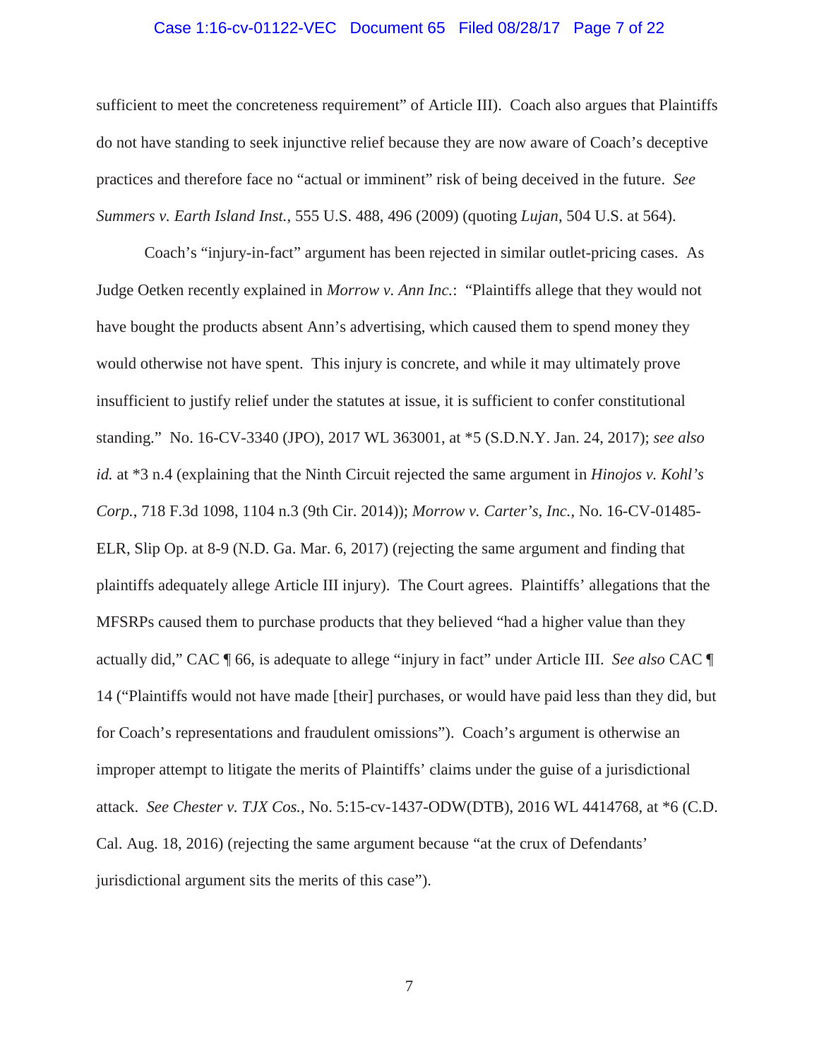sufficient to meet the concreteness requirement" of Article III). Coach also argues that Plaintiffs do not have standing to seek injunctive relief because they are now aware of Coach's deceptive practices and therefore face no "actual or imminent" risk of being deceived in the future. *See Summers v. Earth Island Inst.*, 555 U.S. 488, 496 (2009) (quoting *Lujan*, 504 U.S. at 564).

Coach's "injury-in-fact" argument has been rejected in similar outlet-pricing cases. As Judge Oetken recently explained in *Morrow v. Ann Inc.*: "Plaintiffs allege that they would not have bought the products absent Ann's advertising, which caused them to spend money they would otherwise not have spent. This injury is concrete, and while it may ultimately prove insufficient to justify relief under the statutes at issue, it is sufficient to confer constitutional standing." No. 16-CV-3340 (JPO), 2017 WL 363001, at *5 (S.D.N.Y. Jan. 24, 2017); *see also id.* at *3 n.4 (explaining that the Ninth Circuit rejected the same argument in *Hinojos v. Kohl's Corp.*, 718 F.3d 1098, 1104 n.3 (9th Cir. 2014)); *Morrow v. Carter's, Inc.*, No. 16-CV-01485-ELR, Slip Op. at 8-9 (N.D. Ga. Mar. 6, 2017) (rejecting the same argument and finding that plaintiffs adequately allege Article III injury). The Court agrees. Plaintiffs' allegations that the MFSRPs caused them to purchase products that they believed "had a higher value than they actually did," CAC ¶ 66, is adequate to allege "injury in fact" under Article III. *See also* CAC ¶ 14 ("Plaintiffs would not have made [their] purchases, or would have paid less than they did, but for Coach's representations and fraudulent omissions"). Coach's argument is otherwise an improper attempt to litigate the merits of Plaintiffs' claims under the guise of a jurisdictional attack. *See Chester v. TJX Cos.*, No. 5:15-cv-1437-ODW(DTB), 2016 WL 4414768, at *6 (C.D. Cal. Aug. 18, 2016) (rejecting the same argument because "at the crux of Defendants' jurisdictional argument sits the merits of this case").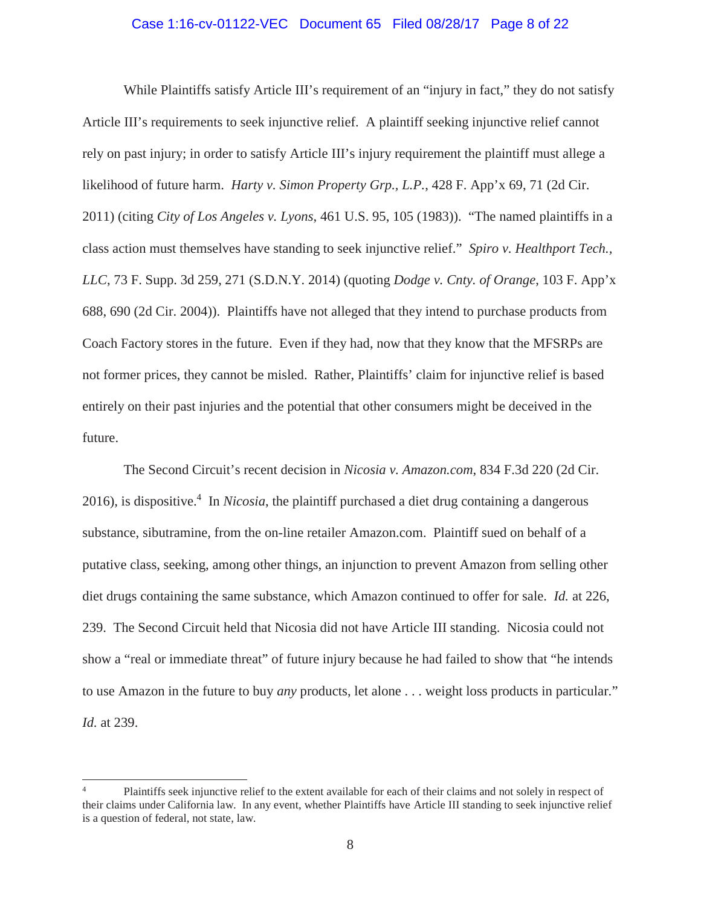While Plaintiffs satisfy Article III's requirement of an "injury in fact," they do not satisfy Article III's requirements to seek injunctive relief. A plaintiff seeking injunctive relief cannot rely on past injury; in order to satisfy Article III's injury requirement the plaintiff must allege a likelihood of future harm. *Harty v. Simon Property Grp., L.P.*, 428 F. App'x 69, 71 (2d Cir. 2011) (citing *City of Los Angeles v. Lyons*, 461 U.S. 95, 105 (1983)). "The named plaintiffs in a class action must themselves have standing to seek injunctive relief." *Spiro v. Healthport Tech., LLC*, 73 F. Supp. 3d 259, 271 (S.D.N.Y. 2014) (quoting *Dodge v. Cnty. of Orange*, 103 F. App'x 688, 690 (2d Cir. 2004)). Plaintiffs have not alleged that they intend to purchase products from Coach Factory stores in the future. Even if they had, now that they know that the MFSRPs are not former prices, they cannot be misled. Rather, Plaintiffs' claim for injunctive relief is based entirely on their past injuries and the potential that other consumers might be deceived in the future.

The Second Circuit's recent decision in *Nicosia v. Amazon.com*, 834 F.3d 220 (2d Cir. 2016), is dispositive.[4] In *Nicosia*, the plaintiff purchased a diet drug containing a dangerous substance, sibutramine, from the on-line retailer Amazon.com. Plaintiff sued on behalf of a putative class, seeking, among other things, an injunction to prevent Amazon from selling other diet drugs containing the same substance, which Amazon continued to offer for sale. *Id.* at 226, 239. The Second Circuit held that Nicosia did not have Article III standing. Nicosia could not show a "real or immediate threat" of future injury because he had failed to show that "he intends to use Amazon in the future to buy *any* products, let alone . . . weight loss products in particular." *Id.* at 239.

---

[4] Plaintiffs seek injunctive relief to the extent available for each of their claims and not solely in respect of their claims under California law. In any event, whether Plaintiffs have Article III standing to seek injunctive relief is a question of federal, not state, law.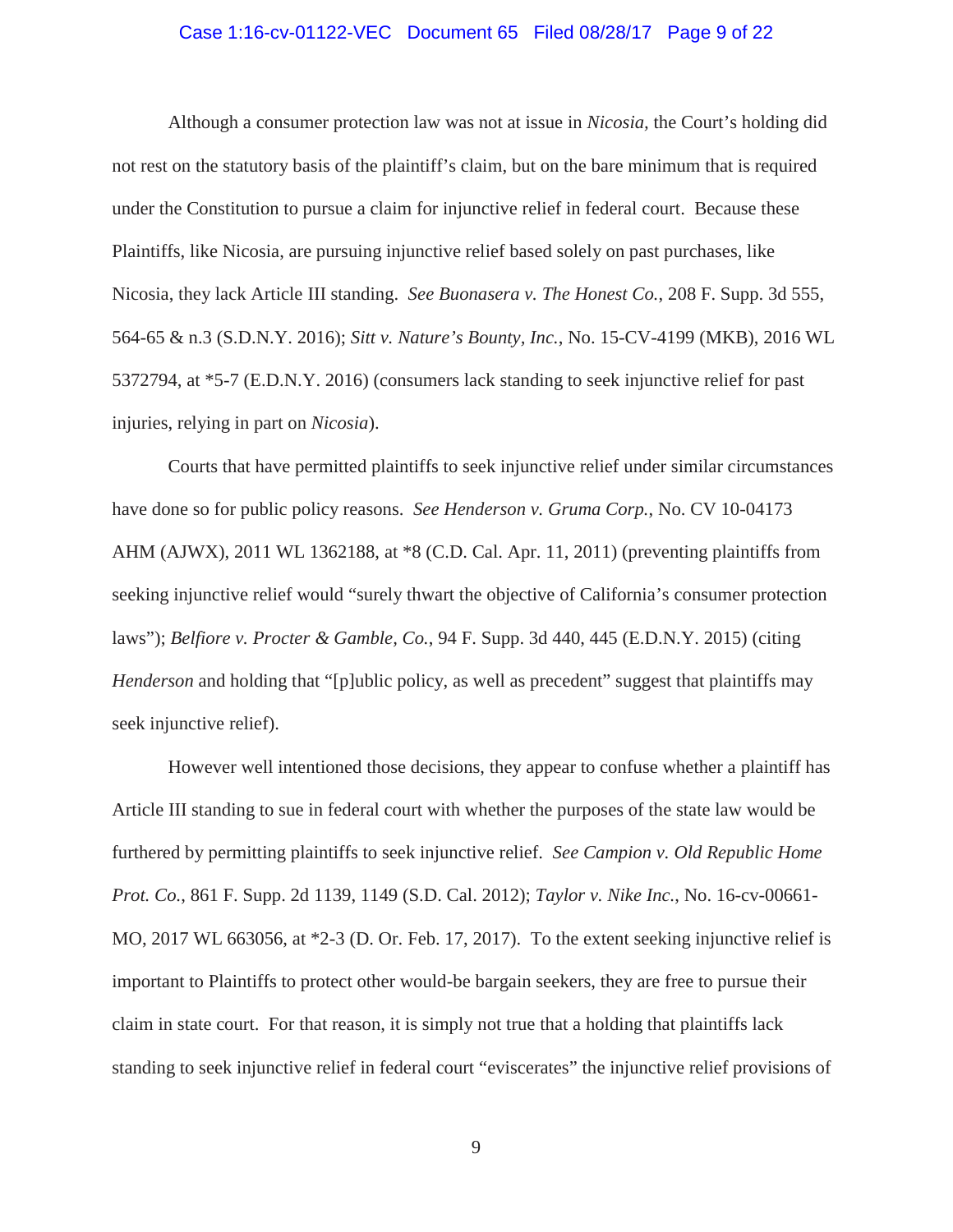Although a consumer protection law was not at issue in *Nicosia*, the Court's holding did not rest on the statutory basis of the plaintiff's claim, but on the bare minimum that is required under the Constitution to pursue a claim for injunctive relief in federal court. Because these Plaintiffs, like Nicosia, are pursuing injunctive relief based solely on past purchases, like Nicosia, they lack Article III standing. *See Buonasera v. The Honest Co.*, 208 F. Supp. 3d 555, 564-65 & n.3 (S.D.N.Y. 2016); *Sitt v. Nature's Bounty, Inc.*, No. 15-CV-4199 (MKB), 2016 WL 5372794, at *5-7 (E.D.N.Y. 2016) (consumers lack standing to seek injunctive relief for past injuries, relying in part on *Nicosia*).

Courts that have permitted plaintiffs to seek injunctive relief under similar circumstances have done so for public policy reasons. *See Henderson v. Gruma Corp.*, No. CV 10-04173 AHM (AJWX), 2011 WL 1362188, at *8 (C.D. Cal. Apr. 11, 2011) (preventing plaintiffs from seeking injunctive relief would "surely thwart the objective of California's consumer protection laws"); *Belfiore v. Procter & Gamble, Co.*, 94 F. Supp. 3d 440, 445 (E.D.N.Y. 2015) (citing *Henderson* and holding that "[p]ublic policy, as well as precedent" suggest that plaintiffs may seek injunctive relief).

However well intentioned those decisions, they appear to confuse whether a plaintiff has Article III standing to sue in federal court with whether the purposes of the state law would be furthered by permitting plaintiffs to seek injunctive relief. *See Campion v. Old Republic Home Prot. Co.*, 861 F. Supp. 2d 1139, 1149 (S.D. Cal. 2012); *Taylor v. Nike Inc.*, No. 16-cv-00661-MO, 2017 WL 663056, at *2-3 (D. Or. Feb. 17, 2017). To the extent seeking injunctive relief is important to Plaintiffs to protect other would-be bargain seekers, they are free to pursue their claim in state court. For that reason, it is simply not true that a holding that plaintiffs lack standing to seek injunctive relief in federal court "eviscerates" the injunctive relief provisions of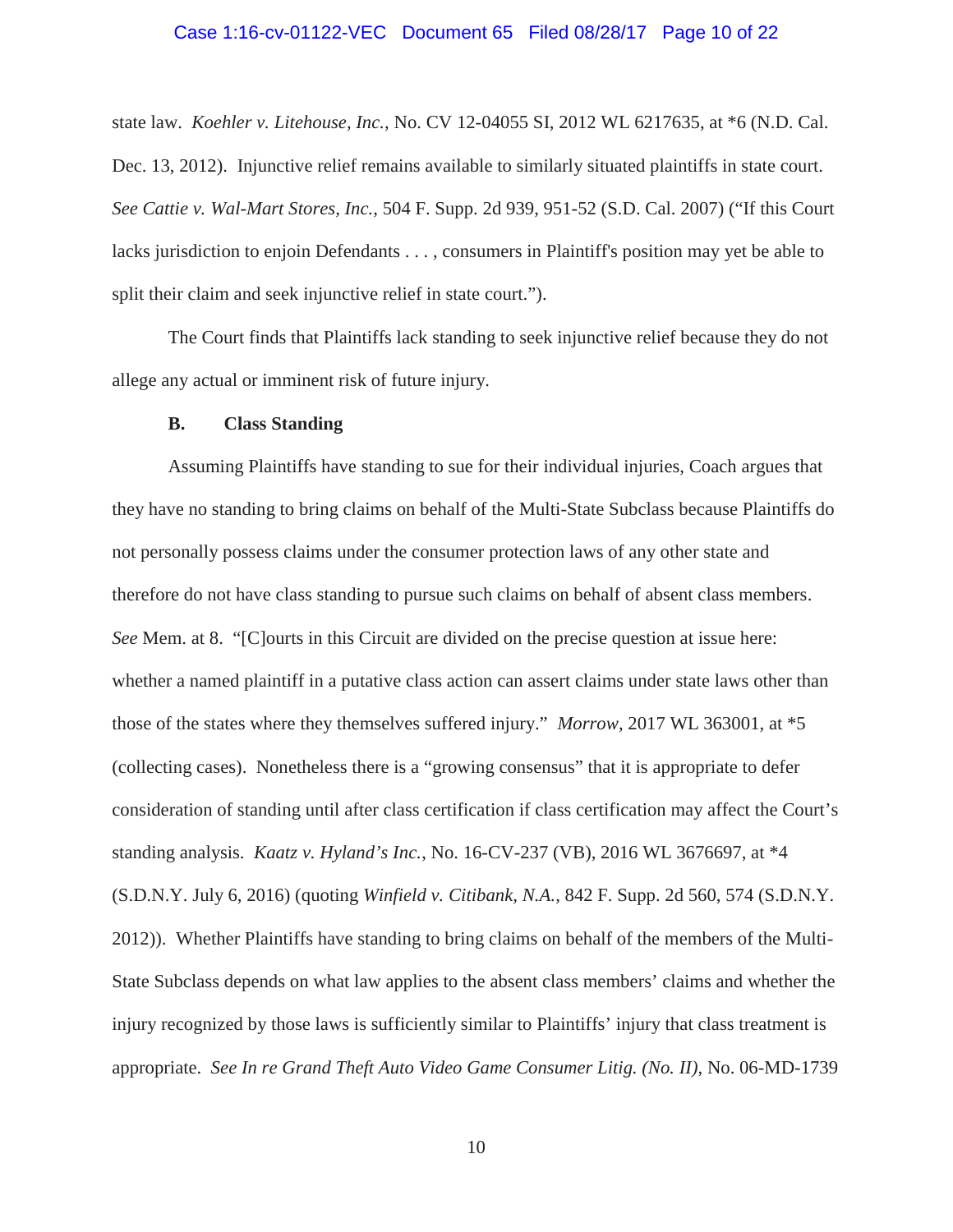state law. *Koehler v. Litehouse, Inc.*, No. CV 12-04055 SI, 2012 WL 6217635, at *6 (N.D. Cal. Dec. 13, 2012). Injunctive relief remains available to similarly situated plaintiffs in state court. *See Cattie v. Wal-Mart Stores, Inc.*, 504 F. Supp. 2d 939, 951-52 (S.D. Cal. 2007) ("If this Court lacks jurisdiction to enjoin Defendants . . . , consumers in Plaintiff's position may yet be able to split their claim and seek injunctive relief in state court.").

The Court finds that Plaintiffs lack standing to seek injunctive relief because they do not allege any actual or imminent risk of future injury.

**B. Class Standing**

Assuming Plaintiffs have standing to sue for their individual injuries, Coach argues that they have no standing to bring claims on behalf of the Multi-State Subclass because Plaintiffs do not personally possess claims under the consumer protection laws of any other state and therefore do not have class standing to pursue such claims on behalf of absent class members. *See* Mem. at 8. "[C]ourts in this Circuit are divided on the precise question at issue here: whether a named plaintiff in a putative class action can assert claims under state laws other than those of the states where they themselves suffered injury." *Morrow*, 2017 WL 363001, at *5 (collecting cases). Nonetheless there is a "growing consensus" that it is appropriate to defer consideration of standing until after class certification if class certification may affect the Court's standing analysis. *Kaatz v. Hyland's Inc.*, No. 16-CV-237 (VB), 2016 WL 3676697, at *4 (S.D.N.Y. July 6, 2016) (quoting *Winfield v. Citibank, N.A.*, 842 F. Supp. 2d 560, 574 (S.D.N.Y. 2012)). Whether Plaintiffs have standing to bring claims on behalf of the members of the Multi-State Subclass depends on what law applies to the absent class members' claims and whether the injury recognized by those laws is sufficiently similar to Plaintiffs' injury that class treatment is appropriate. *See In re Grand Theft Auto Video Game Consumer Litig. (No. II)*, No. 06-MD-1739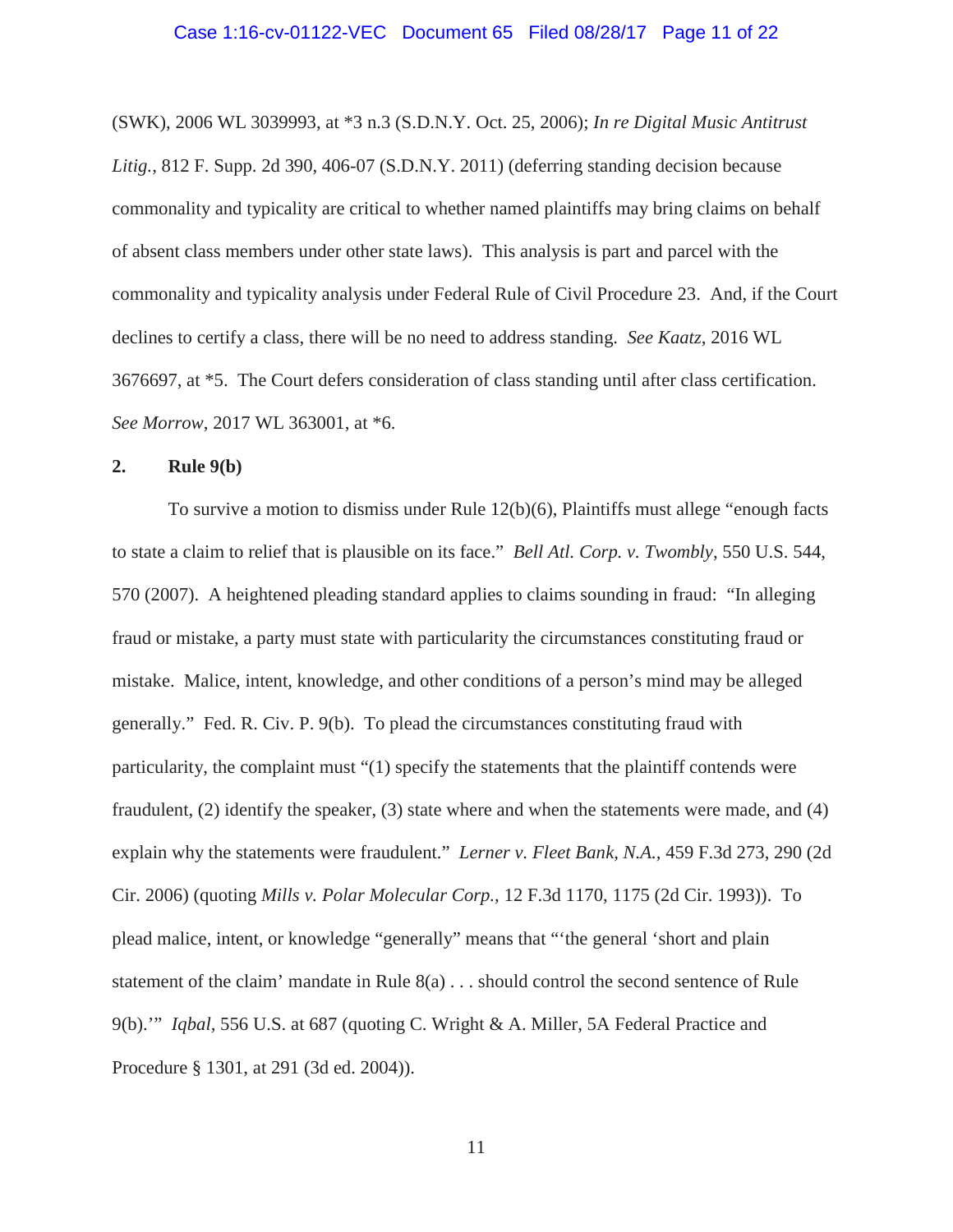(SWK), 2006 WL 3039993, at *3 n.3 (S.D.N.Y. Oct. 25, 2006); *In re Digital Music Antitrust Litig.*, 812 F. Supp. 2d 390, 406-07 (S.D.N.Y. 2011) (deferring standing decision because commonality and typicality are critical to whether named plaintiffs may bring claims on behalf of absent class members under other state laws). This analysis is part and parcel with the commonality and typicality analysis under Federal Rule of Civil Procedure 23. And, if the Court declines to certify a class, there will be no need to address standing. *See Kaatz*, 2016 WL 3676697, at *5. The Court defers consideration of class standing until after class certification. *See Morrow*, 2017 WL 363001, at *6.

### 2. Rule 9(b)

To survive a motion to dismiss under Rule 12(b)(6), Plaintiffs must allege "enough facts to state a claim to relief that is plausible on its face." *Bell Atl. Corp. v. Twombly*, 550 U.S. 544, 570 (2007). A heightened pleading standard applies to claims sounding in fraud: "In alleging fraud or mistake, a party must state with particularity the circumstances constituting fraud or mistake. Malice, intent, knowledge, and other conditions of a person's mind may be alleged generally." Fed. R. Civ. P. 9(b). To plead the circumstances constituting fraud with particularity, the complaint must "(1) specify the statements that the plaintiff contends were fraudulent, (2) identify the speaker, (3) state where and when the statements were made, and (4) explain why the statements were fraudulent." *Lerner v. Fleet Bank, N.A.*, 459 F.3d 273, 290 (2d Cir. 2006) (quoting *Mills v. Polar Molecular Corp.*, 12 F.3d 1170, 1175 (2d Cir. 1993)). To plead malice, intent, or knowledge "generally" means that "'the general 'short and plain statement of the claim' mandate in Rule 8(a) . . . should control the second sentence of Rule 9(b).'" *Iqbal*, 556 U.S. at 687 (quoting C. Wright & A. Miller, 5A Federal Practice and Procedure § 1301, at 291 (3d ed. 2004)).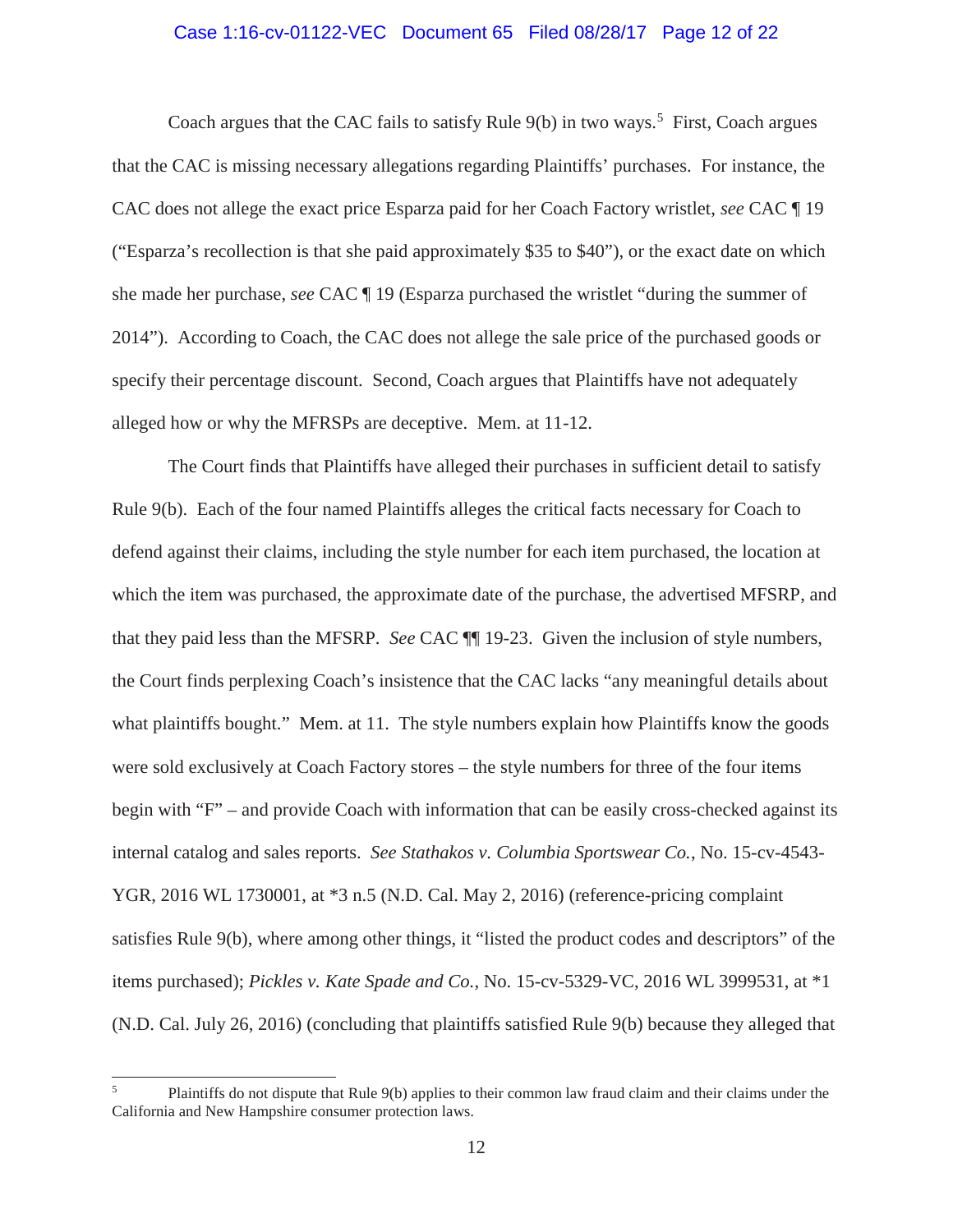Coach argues that the CAC fails to satisfy Rule 9(b) in two ways.[5] First, Coach argues that the CAC is missing necessary allegations regarding Plaintiffs' purchases. For instance, the CAC does not allege the exact price Esparza paid for her Coach Factory wristlet, *see* CAC ¶ 19 ("Esparza's recollection is that she paid approximately $35 to $40"), or the exact date on which she made her purchase, *see* CAC ¶ 19 (Esparza purchased the wristlet "during the summer of 2014"). According to Coach, the CAC does not allege the sale price of the purchased goods or specify their percentage discount. Second, Coach argues that Plaintiffs have not adequately alleged how or why the MFRSPs are deceptive. Mem. at 11-12.

The Court finds that Plaintiffs have alleged their purchases in sufficient detail to satisfy Rule 9(b). Each of the four named Plaintiffs alleges the critical facts necessary for Coach to defend against their claims, including the style number for each item purchased, the location at which the item was purchased, the approximate date of the purchase, the advertised MFSRP, and that they paid less than the MFSRP. *See* CAC ¶¶ 19-23. Given the inclusion of style numbers, the Court finds perplexing Coach's insistence that the CAC lacks "any meaningful details about what plaintiffs bought." Mem. at 11. The style numbers explain how Plaintiffs know the goods were sold exclusively at Coach Factory stores – the style numbers for three of the four items begin with "F" – and provide Coach with information that can be easily cross-checked against its internal catalog and sales reports. *See Stathakos v. Columbia Sportswear Co.*, No. 15-cv-4543-YGR, 2016 WL 1730001, at *3 n.5 (N.D. Cal. May 2, 2016) (reference-pricing complaint satisfies Rule 9(b), where among other things, it "listed the product codes and descriptors" of the items purchased); *Pickles v. Kate Spade and Co.*, No. 15-cv-5329-VC, 2016 WL 3999531, at *1 (N.D. Cal. July 26, 2016) (concluding that plaintiffs satisfied Rule 9(b) because they alleged that

---

[5] Plaintiffs do not dispute that Rule 9(b) applies to their common law fraud claim and their claims under the California and New Hampshire consumer protection laws.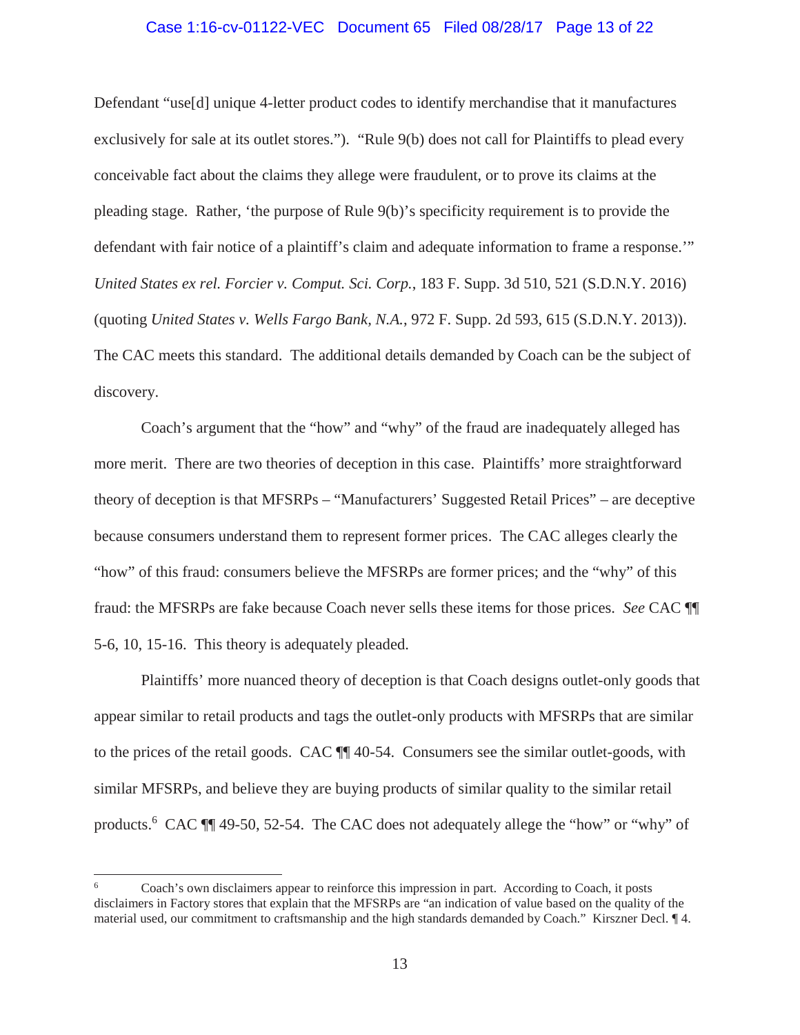Defendant "use[d] unique 4-letter product codes to identify merchandise that it manufactures exclusively for sale at its outlet stores."). "Rule 9(b) does not call for Plaintiffs to plead every conceivable fact about the claims they allege were fraudulent, or to prove its claims at the pleading stage. Rather, 'the purpose of Rule 9(b)'s specificity requirement is to provide the defendant with fair notice of a plaintiff's claim and adequate information to frame a response.'" *United States ex rel. Forcier v. Comput. Sci. Corp.*, 183 F. Supp. 3d 510, 521 (S.D.N.Y. 2016) (quoting *United States v. Wells Fargo Bank, N.A.*, 972 F. Supp. 2d 593, 615 (S.D.N.Y. 2013)). The CAC meets this standard. The additional details demanded by Coach can be the subject of discovery.

Coach's argument that the "how" and "why" of the fraud are inadequately alleged has more merit. There are two theories of deception in this case. Plaintiffs' more straightforward theory of deception is that MFSRPs – "Manufacturers' Suggested Retail Prices" – are deceptive because consumers understand them to represent former prices. The CAC alleges clearly the "how" of this fraud: consumers believe the MFSRPs are former prices; and the "why" of this fraud: the MFSRPs are fake because Coach never sells these items for those prices. *See* CAC ¶¶ 5-6, 10, 15-16. This theory is adequately pleaded.

Plaintiffs' more nuanced theory of deception is that Coach designs outlet-only goods that appear similar to retail products and tags the outlet-only products with MFSRPs that are similar to the prices of the retail goods. CAC ¶¶ 40-54. Consumers see the similar outlet-goods, with similar MFSRPs, and believe they are buying products of similar quality to the similar retail products.[6] CAC ¶¶ 49-50, 52-54. The CAC does not adequately allege the "how" or "why" of

[6] Coach's own disclaimers appear to reinforce this impression in part. According to Coach, it posts disclaimers in Factory stores that explain that the MFSRPs are "an indication of value based on the quality of the material used, our commitment to craftsmanship and the high standards demanded by Coach." Kirszner Decl. ¶ 4.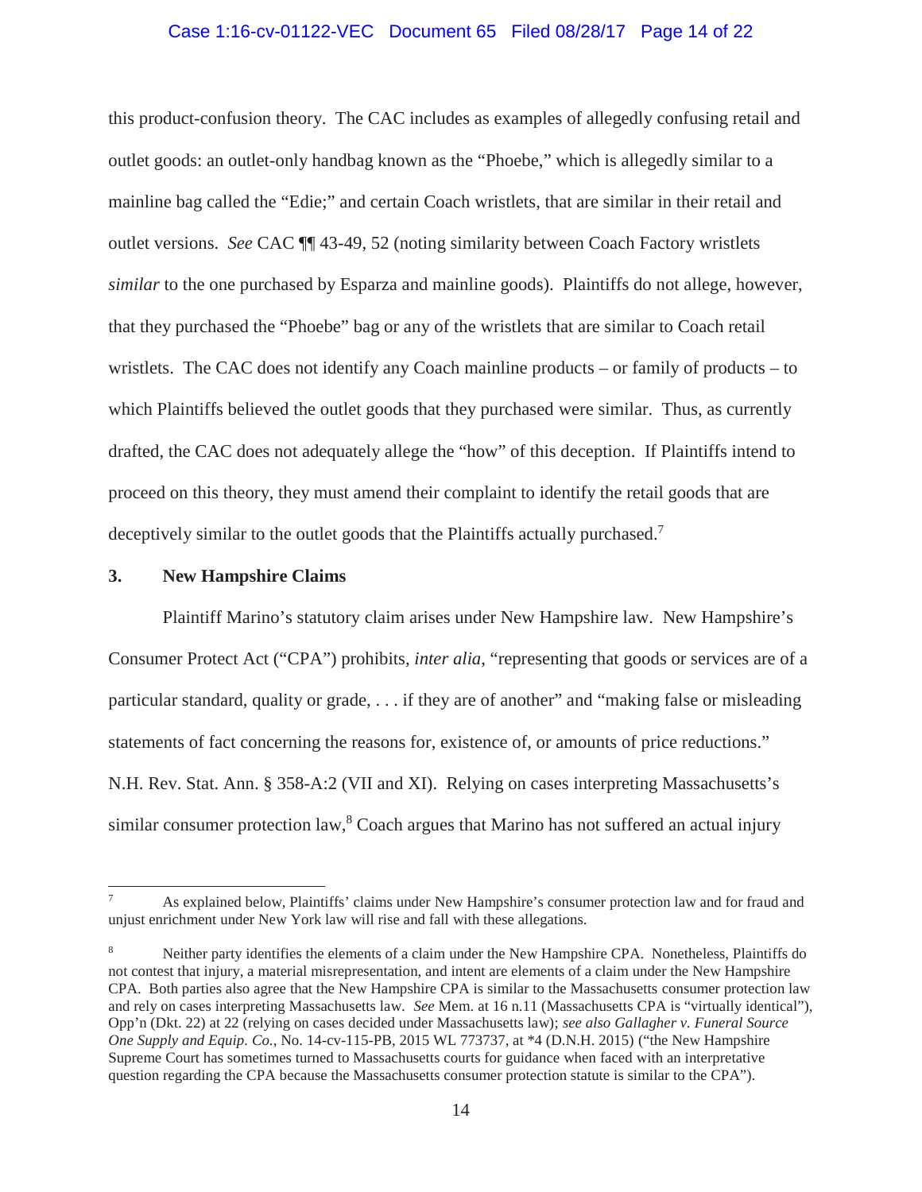this product-confusion theory. The CAC includes as examples of allegedly confusing retail and outlet goods: an outlet-only handbag known as the "Phoebe," which is allegedly similar to a mainline bag called the "Edie;" and certain Coach wristlets, that are similar in their retail and outlet versions. *See* CAC ¶¶ 43-49, 52 (noting similarity between Coach Factory wristlets *similar* to the one purchased by Esparza and mainline goods). Plaintiffs do not allege, however, that they purchased the "Phoebe" bag or any of the wristlets that are similar to Coach retail wristlets. The CAC does not identify any Coach mainline products – or family of products – to which Plaintiffs believed the outlet goods that they purchased were similar. Thus, as currently drafted, the CAC does not adequately allege the "how" of this deception. If Plaintiffs intend to proceed on this theory, they must amend their complaint to identify the retail goods that are deceptively similar to the outlet goods that the Plaintiffs actually purchased.[7]

### 3. New Hampshire Claims

Plaintiff Marino's statutory claim arises under New Hampshire law. New Hampshire's Consumer Protect Act ("CPA") prohibits, *inter alia*, "representing that goods or services are of a particular standard, quality or grade, . . . if they are of another" and "making false or misleading statements of fact concerning the reasons for, existence of, or amounts of price reductions." N.H. Rev. Stat. Ann. § 358-A:2 (VII and XI). Relying on cases interpreting Massachusetts's similar consumer protection law,[8] Coach argues that Marino has not suffered an actual injury

---

[7] As explained below, Plaintiffs' claims under New Hampshire's consumer protection law and for fraud and unjust enrichment under New York law will rise and fall with these allegations.

[8] Neither party identifies the elements of a claim under the New Hampshire CPA. Nonetheless, Plaintiffs do not contest that injury, a material misrepresentation, and intent are elements of a claim under the New Hampshire CPA. Both parties also agree that the New Hampshire CPA is similar to the Massachusetts consumer protection law and rely on cases interpreting Massachusetts law. *See* Mem. at 16 n.11 (Massachusetts CPA is "virtually identical"), Opp'n (Dkt. 22) at 22 (relying on cases decided under Massachusetts law); *see also Gallagher v. Funeral Source One Supply and Equip. Co.*, No. 14-cv-115-PB, 2015 WL 773737, at *4 (D.N.H. 2015) ("the New Hampshire Supreme Court has sometimes turned to Massachusetts courts for guidance when faced with an interpretative question regarding the CPA because the Massachusetts consumer protection statute is similar to the CPA").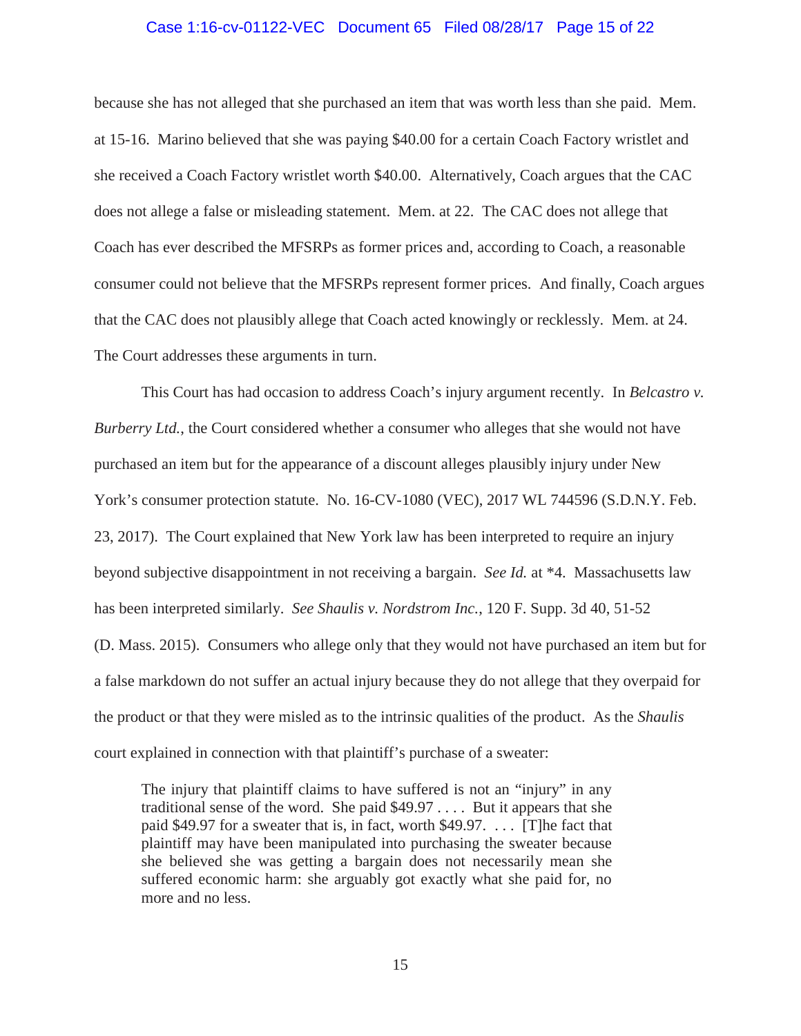because she has not alleged that she purchased an item that was worth less than she paid. Mem. at 15-16. Marino believed that she was paying $40.00 for a certain Coach Factory wristlet and she received a Coach Factory wristlet worth $40.00. Alternatively, Coach argues that the CAC does not allege a false or misleading statement. Mem. at 22. The CAC does not allege that Coach has ever described the MFSRPs as former prices and, according to Coach, a reasonable consumer could not believe that the MFSRPs represent former prices. And finally, Coach argues that the CAC does not plausibly allege that Coach acted knowingly or recklessly. Mem. at 24. The Court addresses these arguments in turn.

This Court has had occasion to address Coach's injury argument recently. In *Belcastro v. Burberry Ltd.*, the Court considered whether a consumer who alleges that she would not have purchased an item but for the appearance of a discount alleges plausibly injury under New York's consumer protection statute. No. 16-CV-1080 (VEC), 2017 WL 744596 (S.D.N.Y. Feb. 23, 2017). The Court explained that New York law has been interpreted to require an injury beyond subjective disappointment in not receiving a bargain. *See Id.* at *4. Massachusetts law has been interpreted similarly. *See Shaulis v. Nordstrom Inc.*, 120 F. Supp. 3d 40, 51-52 (D. Mass. 2015). Consumers who allege only that they would not have purchased an item but for a false markdown do not suffer an actual injury because they do not allege that they overpaid for the product or that they were misled as to the intrinsic qualities of the product. As the *Shaulis* court explained in connection with that plaintiff's purchase of a sweater:

> The injury that plaintiff claims to have suffered is not an "injury" in any traditional sense of the word. She paid $49.97 . . . . But it appears that she paid $49.97 for a sweater that is, in fact, worth $49.97. . . . [T]he fact that plaintiff may have been manipulated into purchasing the sweater because she believed she was getting a bargain does not necessarily mean she suffered economic harm: she arguably got exactly what she paid for, no more and no less.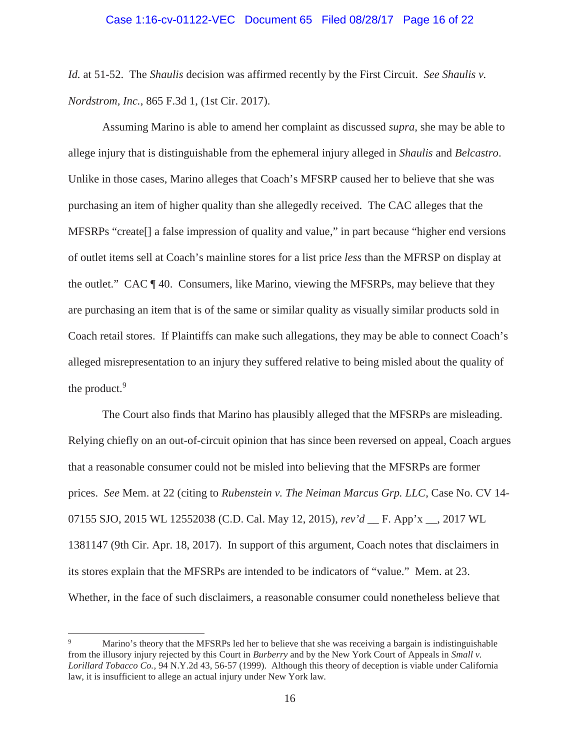*Id.* at 51-52. The *Shaulis* decision was affirmed recently by the First Circuit. *See Shaulis v. Nordstrom, Inc.*, 865 F.3d 1, (1st Cir. 2017).

Assuming Marino is able to amend her complaint as discussed *supra*, she may be able to allege injury that is distinguishable from the ephemeral injury alleged in *Shaulis* and *Belcastro*. Unlike in those cases, Marino alleges that Coach's MFSRP caused her to believe that she was purchasing an item of higher quality than she allegedly received. The CAC alleges that the MFSRPs "create[] a false impression of quality and value," in part because "higher end versions of outlet items sell at Coach's mainline stores for a list price *less* than the MFRSP on display at the outlet." CAC ¶ 40. Consumers, like Marino, viewing the MFSRPs, may believe that they are purchasing an item that is of the same or similar quality as visually similar products sold in Coach retail stores. If Plaintiffs can make such allegations, they may be able to connect Coach's alleged misrepresentation to an injury they suffered relative to being misled about the quality of the product.[9]

The Court also finds that Marino has plausibly alleged that the MFSRPs are misleading. Relying chiefly on an out-of-circuit opinion that has since been reversed on appeal, Coach argues that a reasonable consumer could not be misled into believing that the MFSRPs are former prices. *See* Mem. at 22 (citing to *Rubenstein v. The Neiman Marcus Grp. LLC*, Case No. CV 14-07155 SJO, 2015 WL 12552038 (C.D. Cal. May 12, 2015), *rev'd* __ F. App'x __, 2017 WL 1381147 (9th Cir. Apr. 18, 2017). In support of this argument, Coach notes that disclaimers in its stores explain that the MFSRPs are intended to be indicators of "value." Mem. at 23. Whether, in the face of such disclaimers, a reasonable consumer could nonetheless believe that

---

[9] Marino's theory that the MFSRPs led her to believe that she was receiving a bargain is indistinguishable from the illusory injury rejected by this Court in *Burberry* and by the New York Court of Appeals in *Small v. Lorillard Tobacco Co.*, 94 N.Y.2d 43, 56-57 (1999). Although this theory of deception is viable under California law, it is insufficient to allege an actual injury under New York law.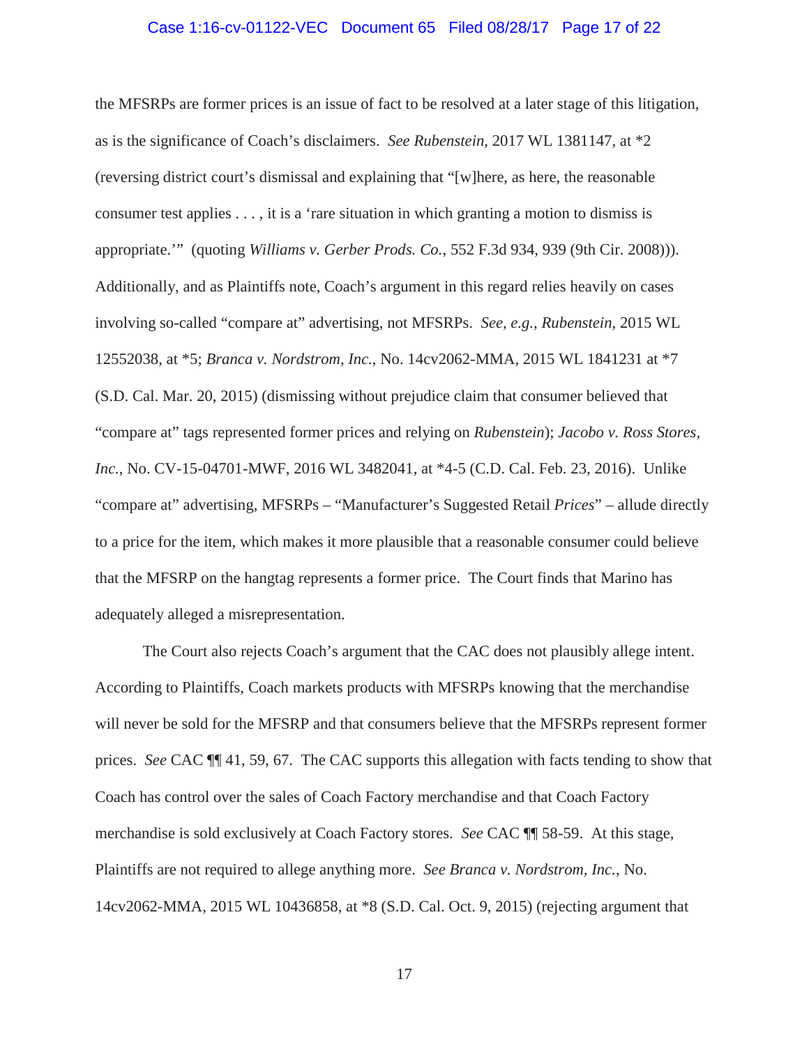the MFSRPs are former prices is an issue of fact to be resolved at a later stage of this litigation, as is the significance of Coach's disclaimers. *See Rubenstein*, 2017 WL 1381147, at *2 (reversing district court's dismissal and explaining that "[w]here, as here, the reasonable consumer test applies . . . , it is a 'rare situation in which granting a motion to dismiss is appropriate.'" (quoting *Williams v. Gerber Prods. Co.*, 552 F.3d 934, 939 (9th Cir. 2008))). Additionally, and as Plaintiffs note, Coach's argument in this regard relies heavily on cases involving so-called "compare at" advertising, not MFSRPs. *See, e.g.*, *Rubenstein*, 2015 WL 12552038, at *5; *Branca v. Nordstrom, Inc.*, No. 14cv2062-MMA, 2015 WL 1841231 at *7 (S.D. Cal. Mar. 20, 2015) (dismissing without prejudice claim that consumer believed that "compare at" tags represented former prices and relying on *Rubenstein*); *Jacobo v. Ross Stores, Inc.*, No. CV-15-04701-MWF, 2016 WL 3482041, at *4-5 (C.D. Cal. Feb. 23, 2016). Unlike "compare at" advertising, MFSRPs – "Manufacturer's Suggested Retail *Prices*" – allude directly to a price for the item, which makes it more plausible that a reasonable consumer could believe that the MFSRP on the hangtag represents a former price. The Court finds that Marino has adequately alleged a misrepresentation.

The Court also rejects Coach's argument that the CAC does not plausibly allege intent. According to Plaintiffs, Coach markets products with MFSRPs knowing that the merchandise will never be sold for the MFSRP and that consumers believe that the MFSRPs represent former prices. *See* CAC ¶¶ 41, 59, 67. The CAC supports this allegation with facts tending to show that Coach has control over the sales of Coach Factory merchandise and that Coach Factory merchandise is sold exclusively at Coach Factory stores. *See* CAC ¶¶ 58-59. At this stage, Plaintiffs are not required to allege anything more. *See Branca v. Nordstrom, Inc.*, No. 14cv2062-MMA, 2015 WL 10436858, at *8 (S.D. Cal. Oct. 9, 2015) (rejecting argument that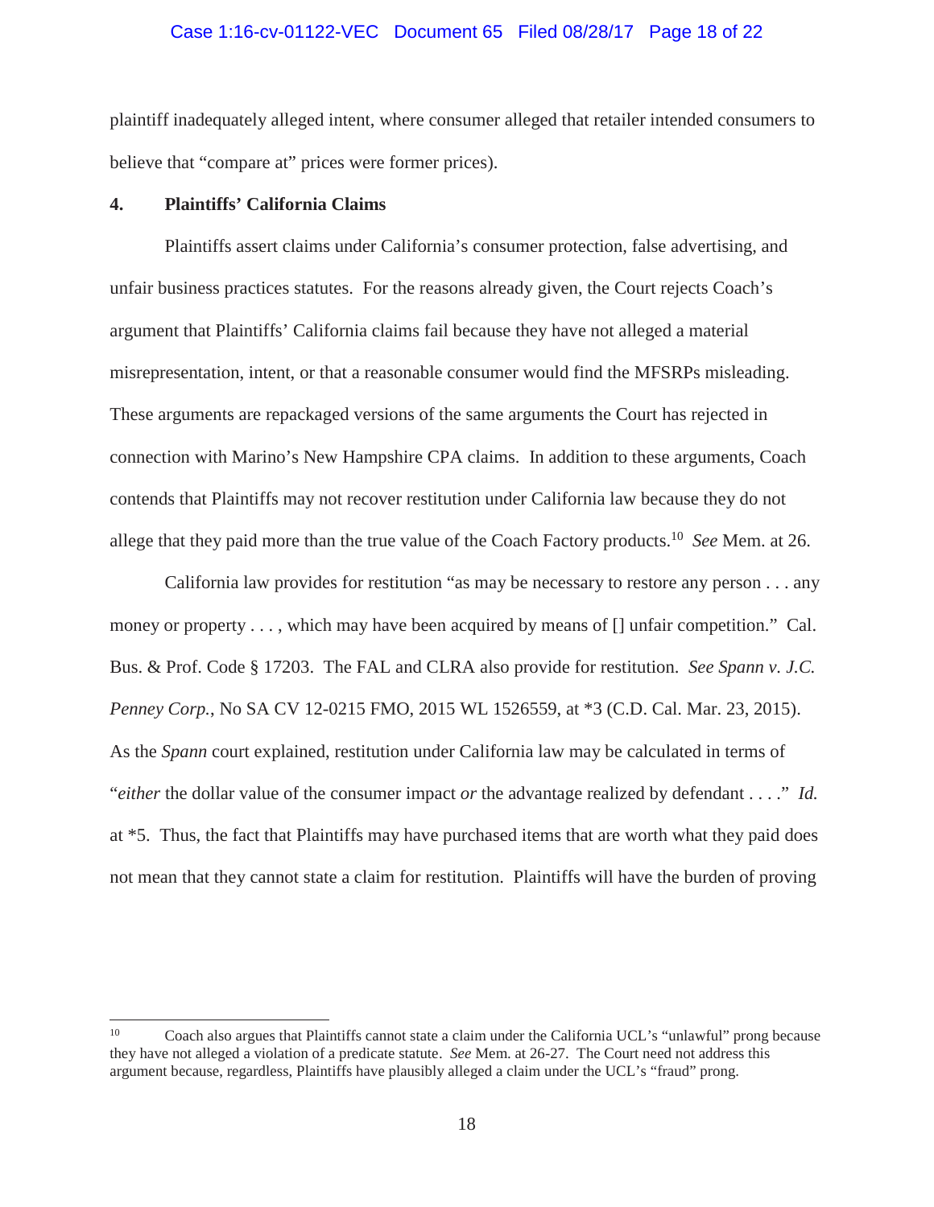plaintiff inadequately alleged intent, where consumer alleged that retailer intended consumers to believe that "compare at" prices were former prices).

**4. Plaintiffs' California Claims**

Plaintiffs assert claims under California's consumer protection, false advertising, and unfair business practices statutes. For the reasons already given, the Court rejects Coach's argument that Plaintiffs' California claims fail because they have not alleged a material misrepresentation, intent, or that a reasonable consumer would find the MFSRPs misleading. These arguments are repackaged versions of the same arguments the Court has rejected in connection with Marino's New Hampshire CPA claims. In addition to these arguments, Coach contends that Plaintiffs may not recover restitution under California law because they do not allege that they paid more than the true value of the Coach Factory products.[10] *See* Mem. at 26.

California law provides for restitution "as may be necessary to restore any person . . . any money or property . . . , which may have been acquired by means of [] unfair competition." Cal. Bus. & Prof. Code § 17203. The FAL and CLRA also provide for restitution. *See Spann v. J.C. Penney Corp.*, No SA CV 12-0215 FMO, 2015 WL 1526559, at *3 (C.D. Cal. Mar. 23, 2015). As the *Spann* court explained, restitution under California law may be calculated in terms of "*either* the dollar value of the consumer impact *or* the advantage realized by defendant . . . ." *Id.* at *5. Thus, the fact that Plaintiffs may have purchased items that are worth what they paid does not mean that they cannot state a claim for restitution. Plaintiffs will have the burden of proving

---

[10] Coach also argues that Plaintiffs cannot state a claim under the California UCL's "unlawful" prong because they have not alleged a violation of a predicate statute. *See* Mem. at 26-27. The Court need not address this argument because, regardless, Plaintiffs have plausibly alleged a claim under the UCL's "fraud" prong.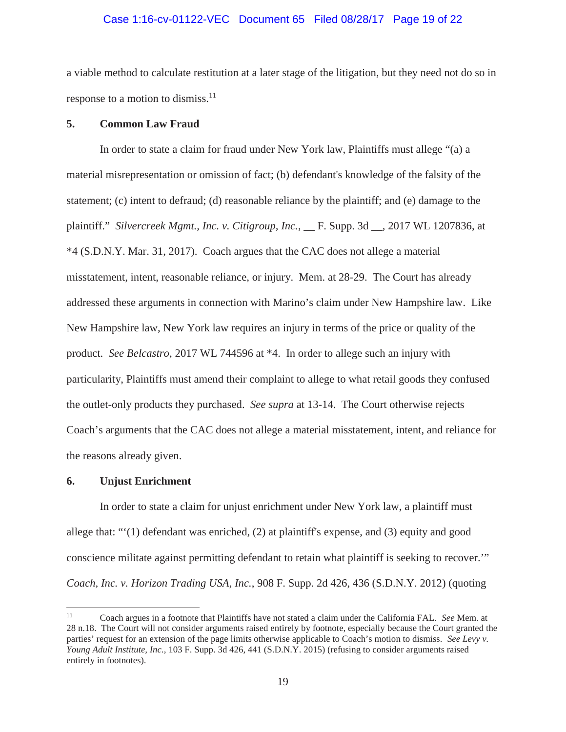a viable method to calculate restitution at a later stage of the litigation, but they need not do so in response to a motion to dismiss.[11]

### 5. Common Law Fraud

In order to state a claim for fraud under New York law, Plaintiffs must allege "(a) a material misrepresentation or omission of fact; (b) defendant's knowledge of the falsity of the statement; (c) intent to defraud; (d) reasonable reliance by the plaintiff; and (e) damage to the plaintiff." *Silvercreek Mgmt., Inc. v. Citigroup, Inc.*, __ F. Supp. 3d __, 2017 WL 1207836, at *4 (S.D.N.Y. Mar. 31, 2017). Coach argues that the CAC does not allege a material misstatement, intent, reasonable reliance, or injury. Mem. at 28-29. The Court has already addressed these arguments in connection with Marino's claim under New Hampshire law. Like New Hampshire law, New York law requires an injury in terms of the price or quality of the product. *See Belcastro*, 2017 WL 744596 at *4. In order to allege such an injury with particularity, Plaintiffs must amend their complaint to allege to what retail goods they confused the outlet-only products they purchased. *See supra* at 13-14. The Court otherwise rejects Coach's arguments that the CAC does not allege a material misstatement, intent, and reliance for the reasons already given.

### 6. Unjust Enrichment

In order to state a claim for unjust enrichment under New York law, a plaintiff must allege that: "'(1) defendant was enriched, (2) at plaintiff's expense, and (3) equity and good conscience militate against permitting defendant to retain what plaintiff is seeking to recover.'" *Coach, Inc. v. Horizon Trading USA, Inc.*, 908 F. Supp. 2d 426, 436 (S.D.N.Y. 2012) (quoting

---

[11] Coach argues in a footnote that Plaintiffs have not stated a claim under the California FAL. *See* Mem. at 28 n.18. The Court will not consider arguments raised entirely by footnote, especially because the Court granted the parties' request for an extension of the page limits otherwise applicable to Coach's motion to dismiss. *See Levy v. Young Adult Institute, Inc.*, 103 F. Supp. 3d 426, 441 (S.D.N.Y. 2015) (refusing to consider arguments raised entirely in footnotes).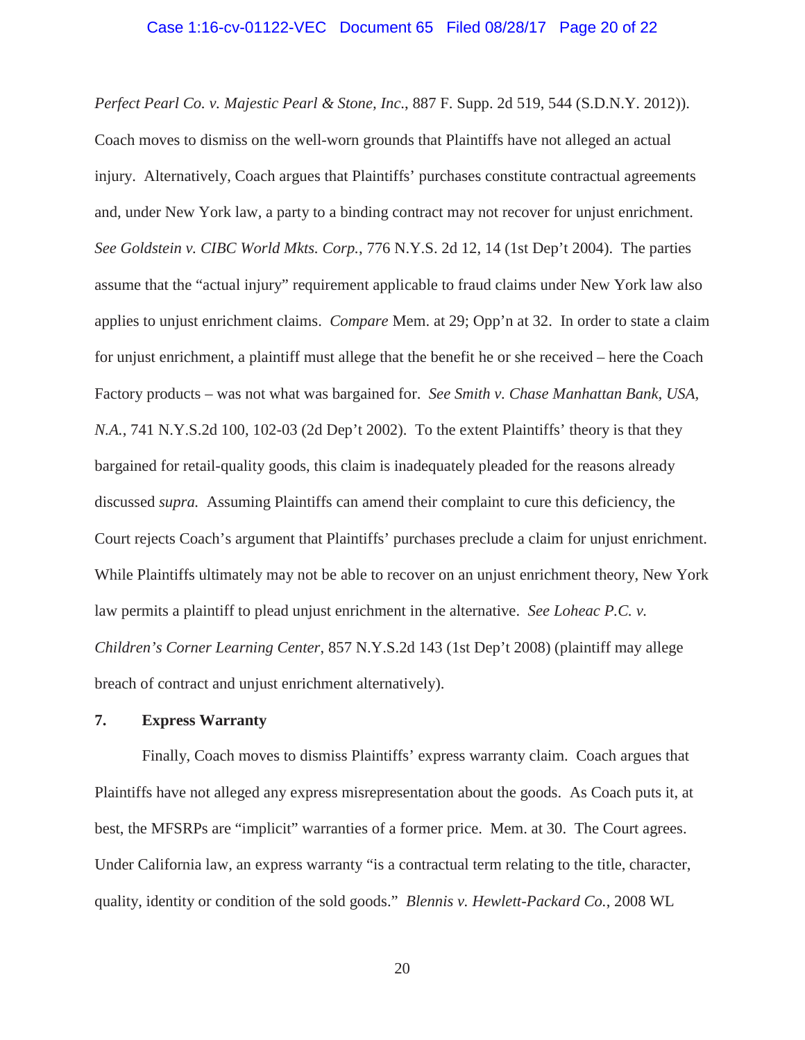*Perfect Pearl Co. v. Majestic Pearl & Stone, Inc.*, 887 F. Supp. 2d 519, 544 (S.D.N.Y. 2012)). Coach moves to dismiss on the well-worn grounds that Plaintiffs have not alleged an actual injury. Alternatively, Coach argues that Plaintiffs' purchases constitute contractual agreements and, under New York law, a party to a binding contract may not recover for unjust enrichment. *See Goldstein v. CIBC World Mkts. Corp.*, 776 N.Y.S. 2d 12, 14 (1st Dep't 2004). The parties assume that the "actual injury" requirement applicable to fraud claims under New York law also applies to unjust enrichment claims. *Compare* Mem. at 29; Opp'n at 32. In order to state a claim for unjust enrichment, a plaintiff must allege that the benefit he or she received – here the Coach Factory products – was not what was bargained for. *See Smith v. Chase Manhattan Bank, USA, N.A.*, 741 N.Y.S.2d 100, 102-03 (2d Dep't 2002). To the extent Plaintiffs' theory is that they bargained for retail-quality goods, this claim is inadequately pleaded for the reasons already discussed *supra.* Assuming Plaintiffs can amend their complaint to cure this deficiency, the Court rejects Coach's argument that Plaintiffs' purchases preclude a claim for unjust enrichment. While Plaintiffs ultimately may not be able to recover on an unjust enrichment theory, New York law permits a plaintiff to plead unjust enrichment in the alternative. *See Loheac P.C. v. Children's Corner Learning Center*, 857 N.Y.S.2d 143 (1st Dep't 2008) (plaintiff may allege breach of contract and unjust enrichment alternatively).

**7. Express Warranty**

Finally, Coach moves to dismiss Plaintiffs' express warranty claim. Coach argues that Plaintiffs have not alleged any express misrepresentation about the goods. As Coach puts it, at best, the MFSRPs are "implicit" warranties of a former price. Mem. at 30. The Court agrees. Under California law, an express warranty "is a contractual term relating to the title, character, quality, identity or condition of the sold goods." *Blennis v. Hewlett-Packard Co.*, 2008 WL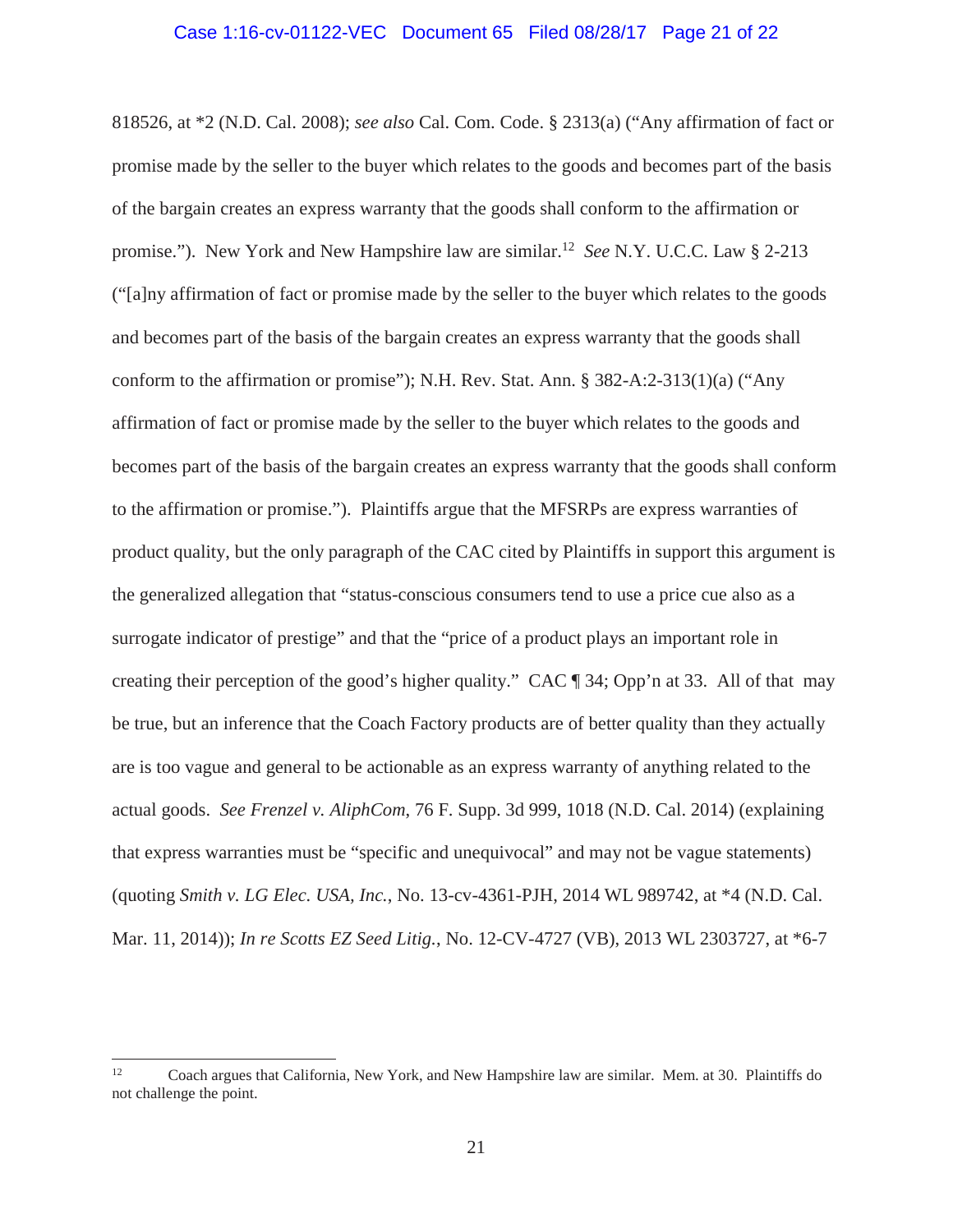818526, at *2 (N.D. Cal. 2008); *see also* Cal. Com. Code. § 2313(a) ("Any affirmation of fact or promise made by the seller to the buyer which relates to the goods and becomes part of the basis of the bargain creates an express warranty that the goods shall conform to the affirmation or promise."). New York and New Hampshire law are similar.[12] *See* N.Y. U.C.C. Law § 2-213 ("[a]ny affirmation of fact or promise made by the seller to the buyer which relates to the goods and becomes part of the basis of the bargain creates an express warranty that the goods shall conform to the affirmation or promise"); N.H. Rev. Stat. Ann. § 382-A:2-313(1)(a) ("Any affirmation of fact or promise made by the seller to the buyer which relates to the goods and becomes part of the basis of the bargain creates an express warranty that the goods shall conform to the affirmation or promise."). Plaintiffs argue that the MFSRPs are express warranties of product quality, but the only paragraph of the CAC cited by Plaintiffs in support this argument is the generalized allegation that "status-conscious consumers tend to use a price cue also as a surrogate indicator of prestige" and that the "price of a product plays an important role in creating their perception of the good's higher quality." CAC ¶ 34; Opp'n at 33. All of that may be true, but an inference that the Coach Factory products are of better quality than they actually are is too vague and general to be actionable as an express warranty of anything related to the actual goods. *See Frenzel v. AliphCom*, 76 F. Supp. 3d 999, 1018 (N.D. Cal. 2014) (explaining that express warranties must be "specific and unequivocal" and may not be vague statements) (quoting *Smith v. LG Elec. USA, Inc.*, No. 13-cv-4361-PJH, 2014 WL 989742, at *4 (N.D. Cal. Mar. 11, 2014)); *In re Scotts EZ Seed Litig.*, No. 12-CV-4727 (VB), 2013 WL 2303727, at *6-7

---

[12] Coach argues that California, New York, and New Hampshire law are similar. Mem. at 30. Plaintiffs do not challenge the point.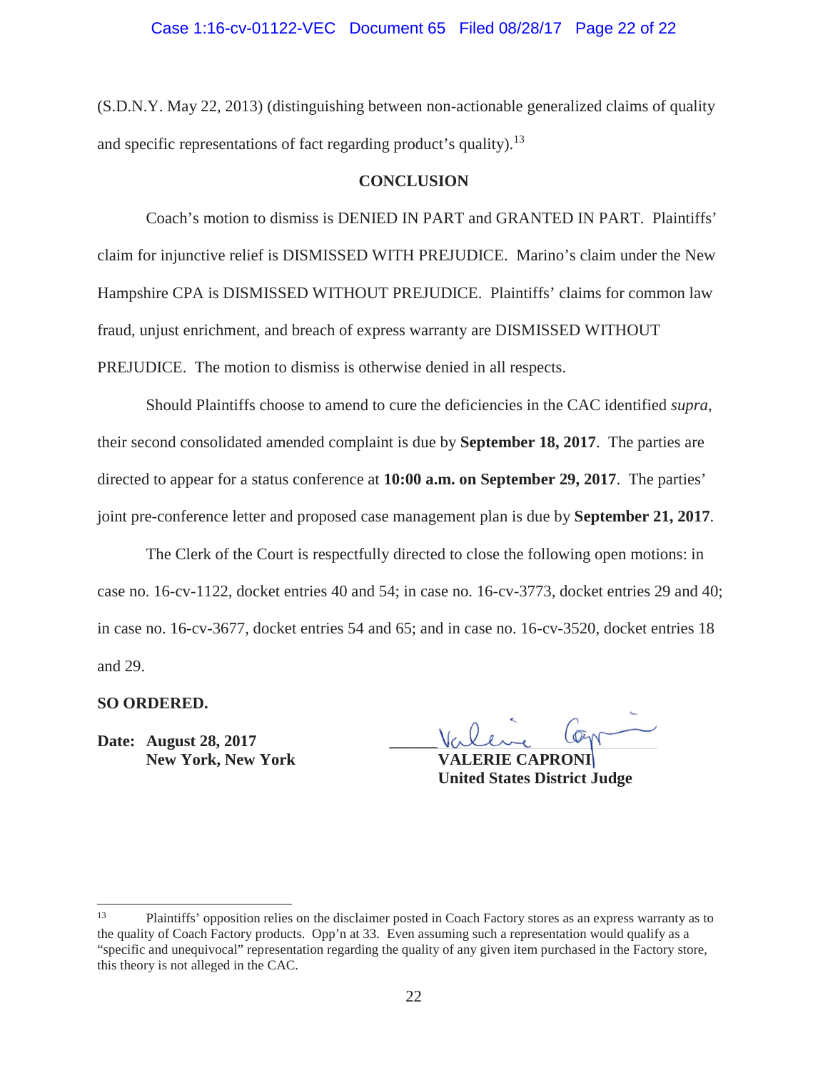(S.D.N.Y. May 22, 2013) (distinguishing between non-actionable generalized claims of quality and specific representations of fact regarding product's quality).[13]

## CONCLUSION

Coach's motion to dismiss is DENIED IN PART and GRANTED IN PART. Plaintiffs' claim for injunctive relief is DISMISSED WITH PREJUDICE. Marino's claim under the New Hampshire CPA is DISMISSED WITHOUT PREJUDICE. Plaintiffs' claims for common law fraud, unjust enrichment, and breach of express warranty are DISMISSED WITHOUT PREJUDICE. The motion to dismiss is otherwise denied in all respects.

Should Plaintiffs choose to amend to cure the deficiencies in the CAC identified *supra*, their second consolidated amended complaint is due by **September 18, 2017**. The parties are directed to appear for a status conference at **10:00 a.m. on September 29, 2017**. The parties' joint pre-conference letter and proposed case management plan is due by **September 21, 2017**.

The Clerk of the Court is respectfully directed to close the following open motions: in case no. 16-cv-1122, docket entries 40 and 54; in case no. 16-cv-3773, docket entries 29 and 40; in case no. 16-cv-3677, docket entries 54 and 65; and in case no. 16-cv-3520, docket entries 18 and 29.

**SO ORDERED.**

**Date: August 28, 2017**
**New York, New York**

**VALERIE CAPRONI**
**United States District Judge**

---

[13] Plaintiffs' opposition relies on the disclaimer posted in Coach Factory stores as an express warranty as to the quality of Coach Factory products. Opp'n at 33. Even assuming such a representation would qualify as a "specific and unequivocal" representation regarding the quality of any given item purchased in the Factory store, this theory is not alleged in the CAC.